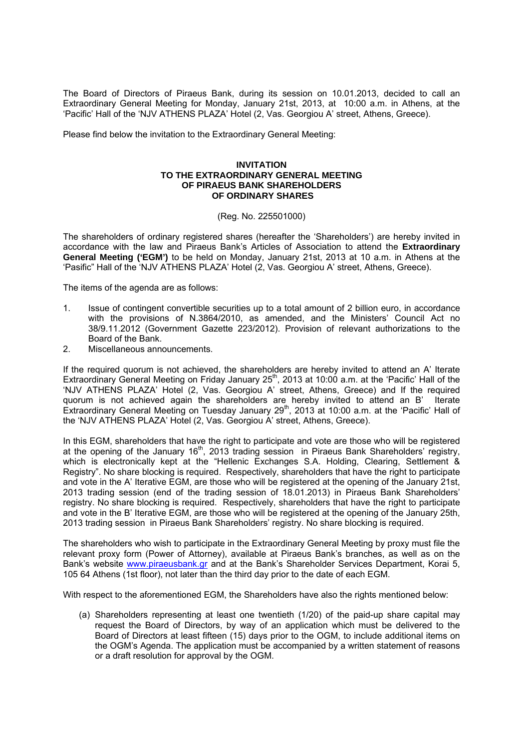The Board of Directors of Piraeus Bank, during its session on 10.01.2013, decided to call an Extraordinary General Meeting for Monday, January 21st, 2013, at 10:00 a.m. in Athens, at the 'Pacific' Hall of the 'NJV ATHENS PLAZA' Hotel (2, Vas. Georgiou A' street, Athens, Greece).

Please find below the invitation to the Extraordinary General Meeting:

**INVITATION**
**TO THE EXTRAORDINARY GENERAL MEETING**
**OF PIRAEUS BANK SHAREHOLDERS**
**OF ORDINARY SHARES**

(Reg. No. 225501000)

The shareholders of ordinary registered shares (hereafter the 'Shareholders') are hereby invited in accordance with the law and Piraeus Bank's Articles of Association to attend the **Extraordinary General Meeting ('EGM')** to be held on Monday, January 21st, 2013 at 10 a.m. in Athens at the 'Pasific" Hall of the 'NJV ATHENS PLAZA' Hotel (2, Vas. Georgiou A' street, Athens, Greece).

The items of the agenda are as follows:

1. Issue of contingent convertible securities up to a total amount of 2 billion euro, in accordance with the provisions of N.3864/2010, as amended, and the Ministers' Council Act no 38/9.11.2012 (Government Gazette 223/2012). Provision of relevant authorizations to the Board of the Bank.
2. Miscellaneous announcements.

If the required quorum is not achieved, the shareholders are hereby invited to attend an A' Iterate Extraordinary General Meeting on Friday January 25th, 2013 at 10:00 a.m. at the 'Pacific' Hall of the 'NJV ATHENS PLAZA' Hotel (2, Vas. Georgiou A' street, Athens, Greece) and If the required quorum is not achieved again the shareholders are hereby invited to attend an B' Iterate Extraordinary General Meeting on Tuesday January 29th, 2013 at 10:00 a.m. at the 'Pacific' Hall of the 'NJV ATHENS PLAZA' Hotel (2, Vas. Georgiou A' street, Athens, Greece).

In this EGM, shareholders that have the right to participate and vote are those who will be registered at the opening of the January 16th, 2013 trading session in Piraeus Bank Shareholders' registry, which is electronically kept at the "Hellenic Exchanges S.A. Holding, Clearing, Settlement & Registry". No share blocking is required. Respectively, shareholders that have the right to participate and vote in the A' Iterative EGM, are those who will be registered at the opening of the January 21st, 2013 trading session (end of the trading session of 18.01.2013) in Piraeus Bank Shareholders' registry. No share blocking is required. Respectively, shareholders that have the right to participate and vote in the B' Iterative EGM, are those who will be registered at the opening of the January 25th, 2013 trading session in Piraeus Bank Shareholders' registry. No share blocking is required.

The shareholders who wish to participate in the Extraordinary General Meeting by proxy must file the relevant proxy form (Power of Attorney), available at Piraeus Bank's branches, as well as on the Bank's website www.piraeusbank.gr and at the Bank's Shareholder Services Department, Korai 5, 105 64 Athens (1st floor), not later than the third day prior to the date of each EGM.

With respect to the aforementioned EGM, the Shareholders have also the rights mentioned below:

(a) Shareholders representing at least one twentieth (1/20) of the paid-up share capital may request the Board of Directors, by way of an application which must be delivered to the Board of Directors at least fifteen (15) days prior to the OGM, to include additional items on the OGM's Agenda. The application must be accompanied by a written statement of reasons or a draft resolution for approval by the OGM.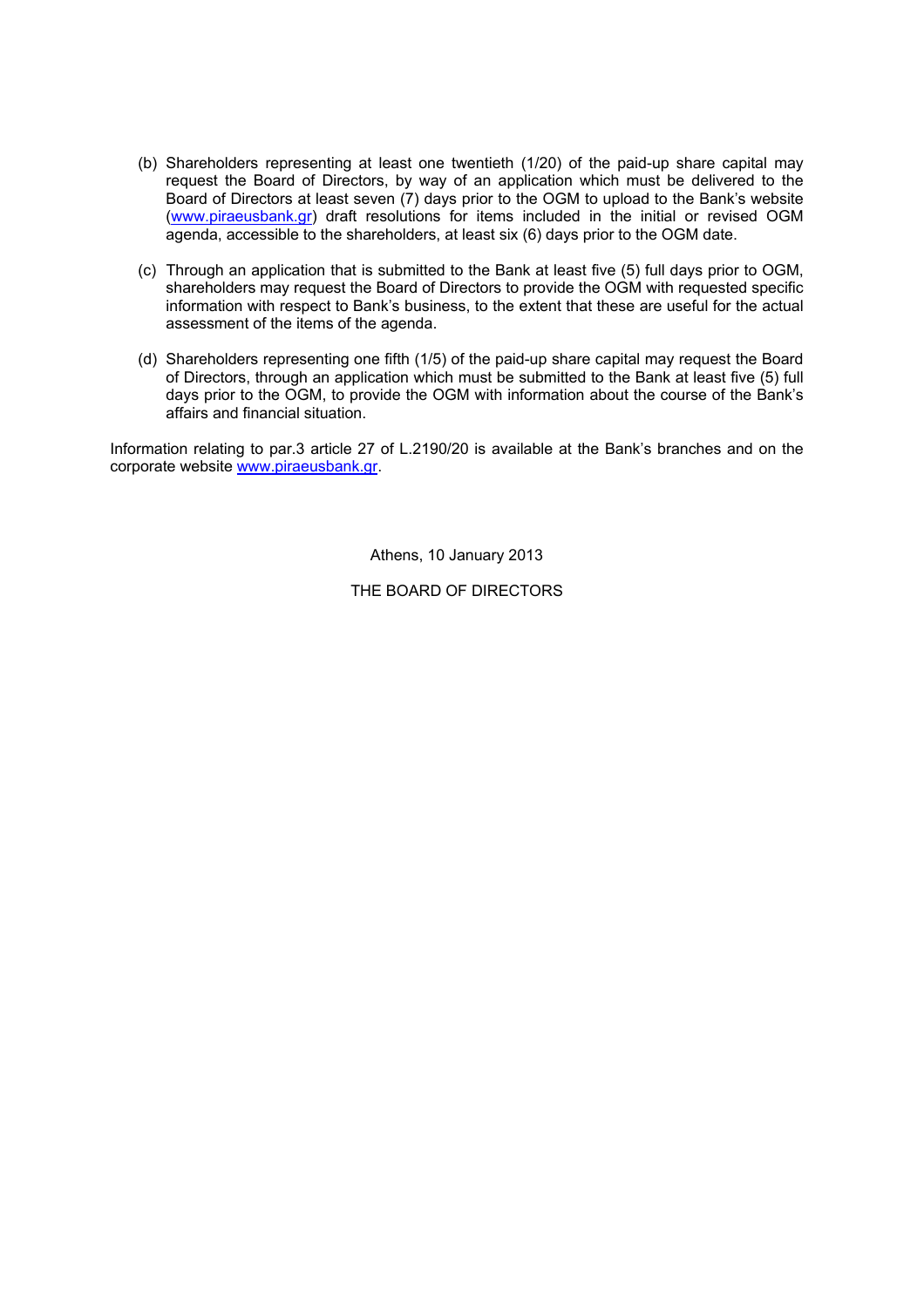(b) Shareholders representing at least one twentieth (1/20) of the paid-up share capital may request the Board of Directors, by way of an application which must be delivered to the Board of Directors at least seven (7) days prior to the OGM to upload to the Bank's website (www.piraeusbank.gr) draft resolutions for items included in the initial or revised OGM agenda, accessible to the shareholders, at least six (6) days prior to the OGM date.

(c) Through an application that is submitted to the Bank at least five (5) full days prior to OGM, shareholders may request the Board of Directors to provide the OGM with requested specific information with respect to Bank's business, to the extent that these are useful for the actual assessment of the items of the agenda.

(d) Shareholders representing one fifth (1/5) of the paid-up share capital may request the Board of Directors, through an application which must be submitted to the Bank at least five (5) full days prior to the OGM, to provide the OGM with information about the course of the Bank's affairs and financial situation.

Information relating to par.3 article 27 of L.2190/20 is available at the Bank's branches and on the corporate website www.piraeusbank.gr.

Athens, 10 January 2013

THE BOARD OF DIRECTORS